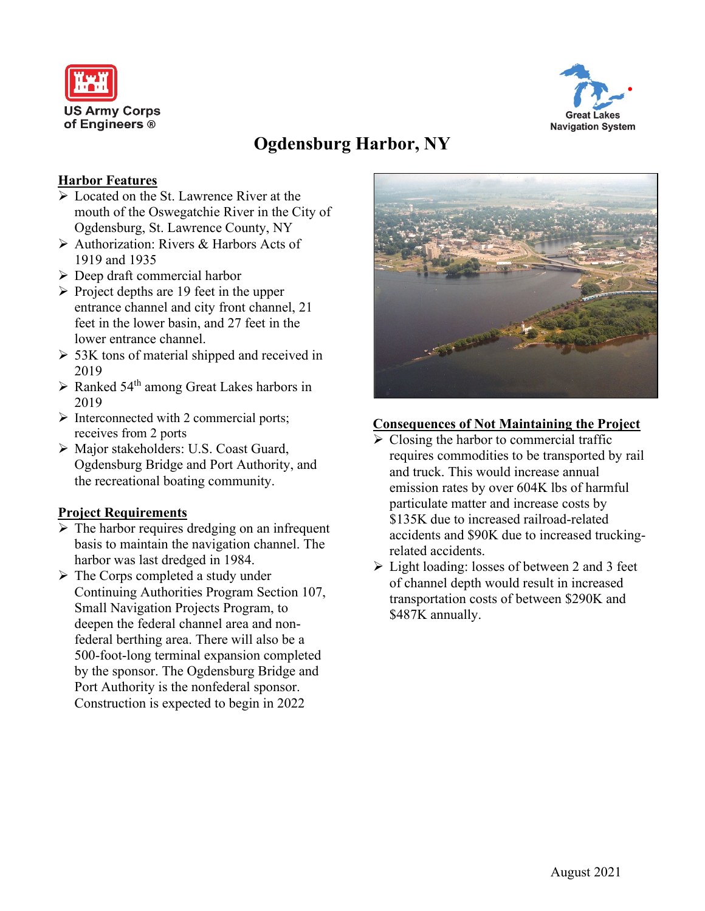US Army Corps of Engineers ®

Great Lakes Navigation System

# Ogdensburg Harbor, NY

## Harbor Features

- Located on the St. Lawrence River at the mouth of the Oswegatchie River in the City of Ogdensburg, St. Lawrence County, NY
- Authorization: Rivers & Harbors Acts of 1919 and 1935
- Deep draft commercial harbor
- Project depths are 19 feet in the upper entrance channel and city front channel, 21 feet in the lower basin, and 27 feet in the lower entrance channel.
- 53K tons of material shipped and received in 2019
- Ranked 54th among Great Lakes harbors in 2019
- Interconnected with 2 commercial ports; receives from 2 ports
- Major stakeholders: U.S. Coast Guard, Ogdensburg Bridge and Port Authority, and the recreational boating community.

## Project Requirements

- The harbor requires dredging on an infrequent basis to maintain the navigation channel. The harbor was last dredged in 1984.
- The Corps completed a study under Continuing Authorities Program Section 107, Small Navigation Projects Program, to deepen the federal channel area and non-federal berthing area. There will also be a 500-foot-long terminal expansion completed by the sponsor. The Ogdensburg Bridge and Port Authority is the nonfederal sponsor. Construction is expected to begin in 2022

## Consequences of Not Maintaining the Project

- Closing the harbor to commercial traffic requires commodities to be transported by rail and truck. This would increase annual emission rates by over 604K lbs of harmful particulate matter and increase costs by $135K due to increased railroad-related accidents and $90K due to increased trucking-related accidents.
- Light loading: losses of between 2 and 3 feet of channel depth would result in increased transportation costs of between $290K and $487K annually.

August 2021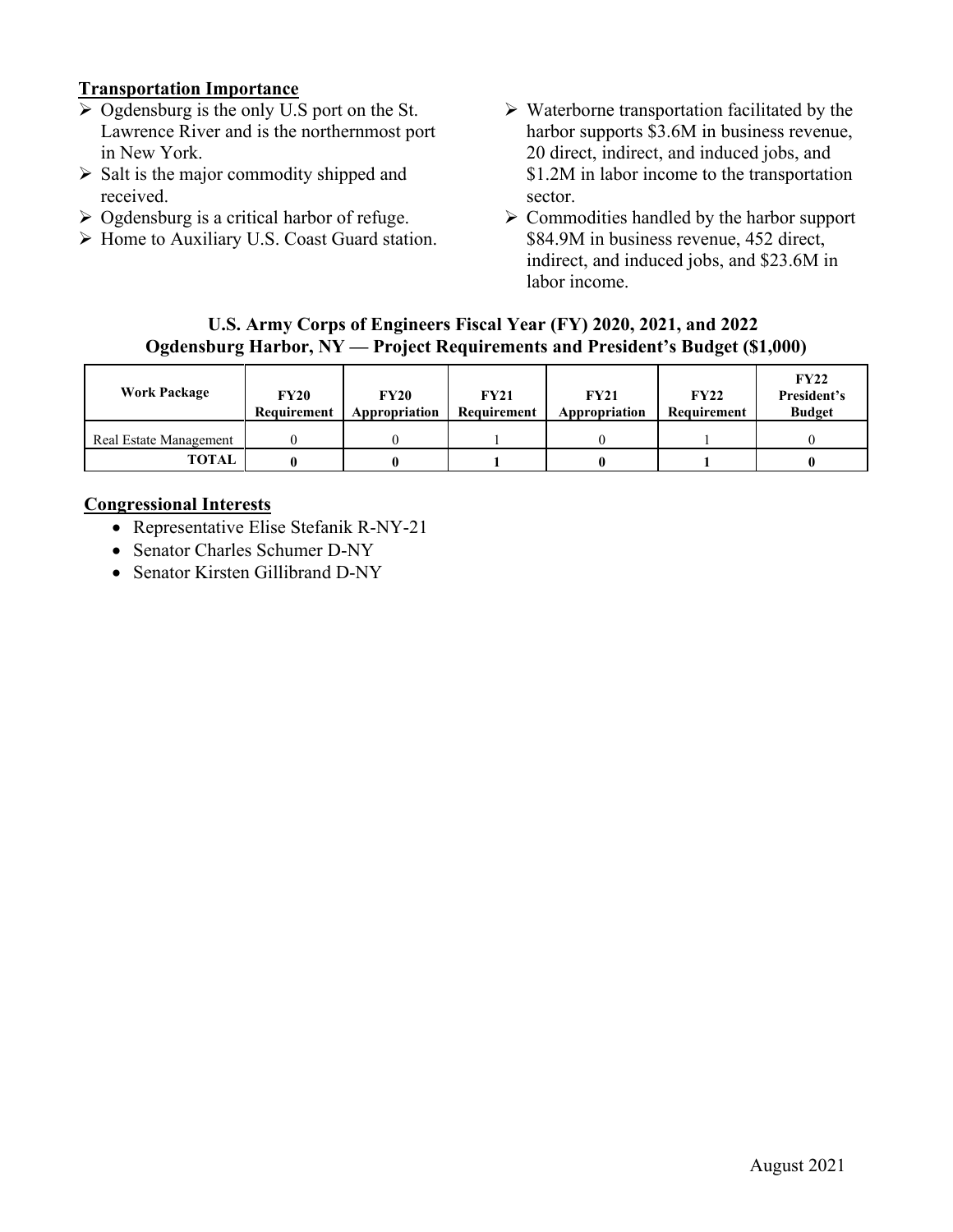## Transportation Importance

- Ogdensburg is the only U.S port on the St. Lawrence River and is the northernmost port in New York.
- Salt is the major commodity shipped and received.
- Ogdensburg is a critical harbor of refuge.
- Home to Auxiliary U.S. Coast Guard station.
- Waterborne transportation facilitated by the harbor supports $3.6M in business revenue, 20 direct, indirect, and induced jobs, and $1.2M in labor income to the transportation sector.
- Commodities handled by the harbor support $84.9M in business revenue, 452 direct, indirect, and induced jobs, and $23.6M in labor income.

**U.S. Army Corps of Engineers Fiscal Year (FY) 2020, 2021, and 2022**
**Ogdensburg Harbor, NY — Project Requirements and President's Budget ($1,000)**

| Work Package | FY20 Requirement | FY20 Appropriation | FY21 Requirement | FY21 Appropriation | FY22 Requirement | FY22 President's Budget |
|---|---|---|---|---|---|---|
| Real Estate Management | 0 | 0 | 1 | 0 | 1 | 0 |
| **TOTAL** | **0** | **0** | **1** | **0** | **1** | **0** |

## Congressional Interests

- Representative Elise Stefanik R-NY-21
- Senator Charles Schumer D-NY
- Senator Kirsten Gillibrand D-NY

August 2021